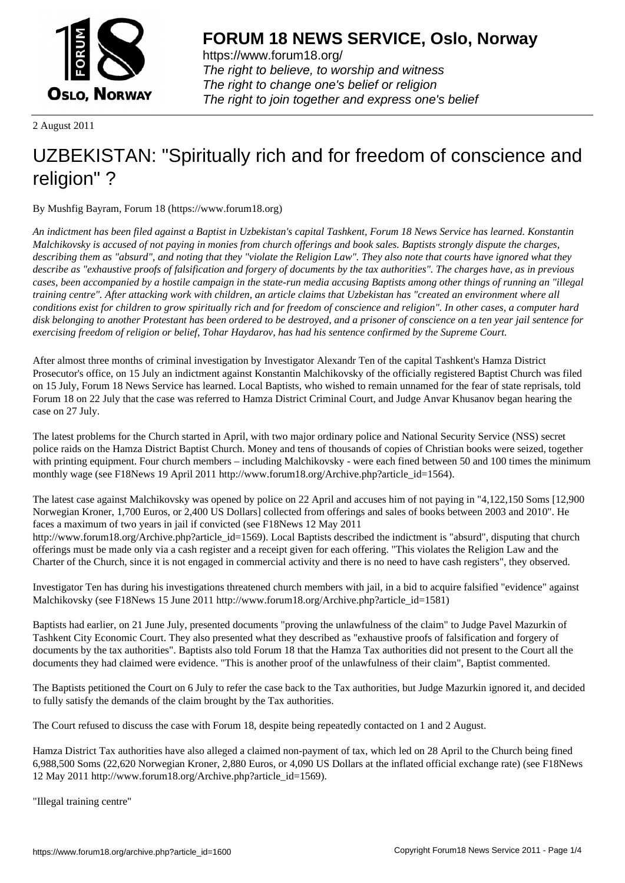# FORUM 18 NEWS SERVICE, Oslo, Norway

https://www.forum18.org/
*The right to believe, to worship and witness*
*The right to change one's belief or religion*
*The right to join together and express one's belief*

2 August 2011

# UZBEKISTAN: "Spiritually rich and for freedom of conscience and religion" ?

By Mushfig Bayram, Forum 18 (https://www.forum18.org)

*An indictment has been filed against a Baptist in Uzbekistan's capital Tashkent, Forum 18 News Service has learned. Konstantin Malchikovsky is accused of not paying in monies from church offerings and book sales. Baptists strongly dispute the charges, describing them as "absurd", and noting that they "violate the Religion Law". They also note that courts have ignored what they describe as "exhaustive proofs of falsification and forgery of documents by the tax authorities". The charges have, as in previous cases, been accompanied by a hostile campaign in the state-run media accusing Baptists among other things of running an "illegal training centre". After attacking work with children, an article claims that Uzbekistan has "created an environment where all conditions exist for children to grow spiritually rich and for freedom of conscience and religion". In other cases, a computer hard disk belonging to another Protestant has been ordered to be destroyed, and a prisoner of conscience on a ten year jail sentence for exercising freedom of religion or belief, Tohar Haydarov, has had his sentence confirmed by the Supreme Court.*

After almost three months of criminal investigation by Investigator Alexandr Ten of the capital Tashkent's Hamza District Prosecutor's office, on 15 July an indictment against Konstantin Malchikovsky of the officially registered Baptist Church was filed on 15 July, Forum 18 News Service has learned. Local Baptists, who wished to remain unnamed for the fear of state reprisals, told Forum 18 on 22 July that the case was referred to Hamza District Criminal Court, and Judge Anvar Khusanov began hearing the case on 27 July.

The latest problems for the Church started in April, with two major ordinary police and National Security Service (NSS) secret police raids on the Hamza District Baptist Church. Money and tens of thousands of copies of Christian books were seized, together with printing equipment. Four church members – including Malchikovsky - were each fined between 50 and 100 times the minimum monthly wage (see F18News 19 April 2011 http://www.forum18.org/Archive.php?article_id=1564).

The latest case against Malchikovsky was opened by police on 22 April and accuses him of not paying in "4,122,150 Soms [12,900 Norwegian Kroner, 1,700 Euros, or 2,400 US Dollars] collected from offerings and sales of books between 2003 and 2010". He faces a maximum of two years in jail if convicted (see F18News 12 May 2011 http://www.forum18.org/Archive.php?article_id=1569). Local Baptists described the indictment is "absurd", disputing that church offerings must be made only via a cash register and a receipt given for each offering. "This violates the Religion Law and the Charter of the Church, since it is not engaged in commercial activity and there is no need to have cash registers", they observed.

Investigator Ten has during his investigations threatened church members with jail, in a bid to acquire falsified "evidence" against Malchikovsky (see F18News 15 June 2011 http://www.forum18.org/Archive.php?article_id=1581)

Baptists had earlier, on 21 June July, presented documents "proving the unlawfulness of the claim" to Judge Pavel Mazurkin of Tashkent City Economic Court. They also presented what they described as "exhaustive proofs of falsification and forgery of documents by the tax authorities". Baptists also told Forum 18 that the Hamza Tax authorities did not present to the Court all the documents they had claimed were evidence. "This is another proof of the unlawfulness of their claim", Baptist commented.

The Baptists petitioned the Court on 6 July to refer the case back to the Tax authorities, but Judge Mazurkin ignored it, and decided to fully satisfy the demands of the claim brought by the Tax authorities.

The Court refused to discuss the case with Forum 18, despite being repeatedly contacted on 1 and 2 August.

Hamza District Tax authorities have also alleged a claimed non-payment of tax, which led on 28 April to the Church being fined 6,988,500 Soms (22,620 Norwegian Kroner, 2,880 Euros, or 4,090 US Dollars at the inflated official exchange rate) (see F18News 12 May 2011 http://www.forum18.org/Archive.php?article_id=1569).

"Illegal training centre"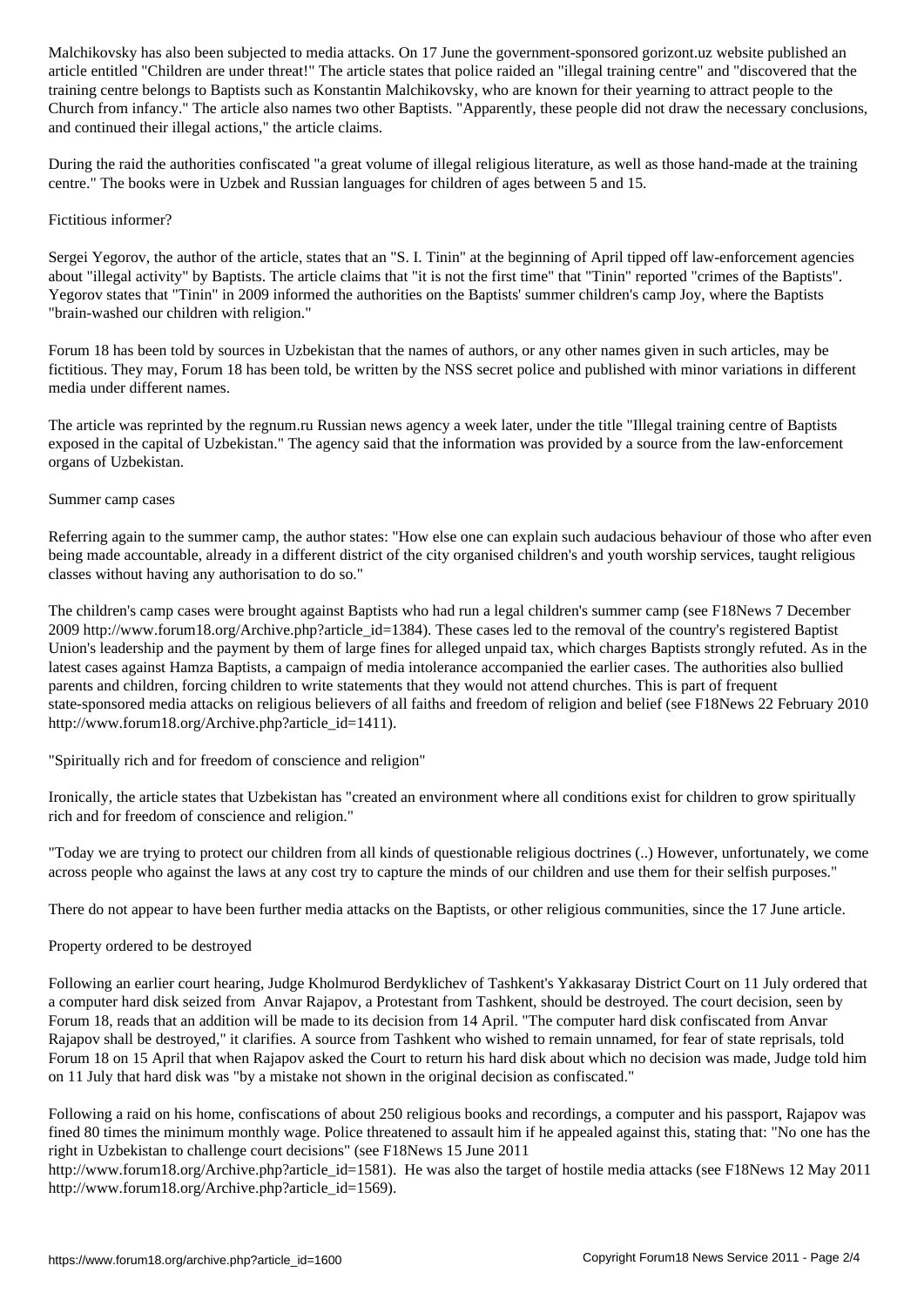Malchikovsky has also been subjected to media attacks. On 17 June the government-sponsored gorizont.uz website published an article entitled "Children are under threat!" The article states that police raided an "illegal training centre" and "discovered that the training centre belongs to Baptists such as Konstantin Malchikovsky, who are known for their yearning to attract people to the Church from infancy." The article also names two other Baptists. "Apparently, these people did not draw the necessary conclusions, and continued their illegal actions," the article claims.

During the raid the authorities confiscated "a great volume of illegal religious literature, as well as those hand-made at the training centre." The books were in Uzbek and Russian languages for children of ages between 5 and 15.

## Fictitious informer?

Sergei Yegorov, the author of the article, states that an "S. I. Tinin" at the beginning of April tipped off law-enforcement agencies about "illegal activity" by Baptists. The article claims that "it is not the first time" that "Tinin" reported "crimes of the Baptists". Yegorov states that "Tinin" in 2009 informed the authorities on the Baptists' summer children's camp Joy, where the Baptists "brain-washed our children with religion."

Forum 18 has been told by sources in Uzbekistan that the names of authors, or any other names given in such articles, may be fictitious. They may, Forum 18 has been told, be written by the NSS secret police and published with minor variations in different media under different names.

The article was reprinted by the regnum.ru Russian news agency a week later, under the title "Illegal training centre of Baptists exposed in the capital of Uzbekistan." The agency said that the information was provided by a source from the law-enforcement organs of Uzbekistan.

## Summer camp cases

Referring again to the summer camp, the author states: "How else one can explain such audacious behaviour of those who after even being made accountable, already in a different district of the city organised children's and youth worship services, taught religious classes without having any authorisation to do so."

The children's camp cases were brought against Baptists who had run a legal children's summer camp (see F18News 7 December 2009 http://www.forum18.org/Archive.php?article_id=1384). These cases led to the removal of the country's registered Baptist Union's leadership and the payment by them of large fines for alleged unpaid tax, which charges Baptists strongly refuted. As in the latest cases against Hamza Baptists, a campaign of media intolerance accompanied the earlier cases. The authorities also bullied parents and children, forcing children to write statements that they would not attend churches. This is part of frequent state-sponsored media attacks on religious believers of all faiths and freedom of religion and belief (see F18News 22 February 2010 http://www.forum18.org/Archive.php?article_id=1411).

## "Spiritually rich and for freedom of conscience and religion"

Ironically, the article states that Uzbekistan has "created an environment where all conditions exist for children to grow spiritually rich and for freedom of conscience and religion."

"Today we are trying to protect our children from all kinds of questionable religious doctrines (..) However, unfortunately, we come across people who against the laws at any cost try to capture the minds of our children and use them for their selfish purposes."

There do not appear to have been further media attacks on the Baptists, or other religious communities, since the 17 June article.

## Property ordered to be destroyed

Following an earlier court hearing, Judge Kholmurod Berdyklichev of Tashkent's Yakkasaray District Court on 11 July ordered that a computer hard disk seized from Anvar Rajapov, a Protestant from Tashkent, should be destroyed. The court decision, seen by Forum 18, reads that an addition will be made to its decision from 14 April. "The computer hard disk confiscated from Anvar Rajapov shall be destroyed," it clarifies. A source from Tashkent who wished to remain unnamed, for fear of state reprisals, told Forum 18 on 15 April that when Rajapov asked the Court to return his hard disk about which no decision was made, Judge told him on 11 July that hard disk was "by a mistake not shown in the original decision as confiscated."

Following a raid on his home, confiscations of about 250 religious books and recordings, a computer and his passport, Rajapov was fined 80 times the minimum monthly wage. Police threatened to assault him if he appealed against this, stating that: "No one has the right in Uzbekistan to challenge court decisions" (see F18News 15 June 2011 http://www.forum18.org/Archive.php?article_id=1581). He was also the target of hostile media attacks (see F18News 12 May 2011 http://www.forum18.org/Archive.php?article_id=1569).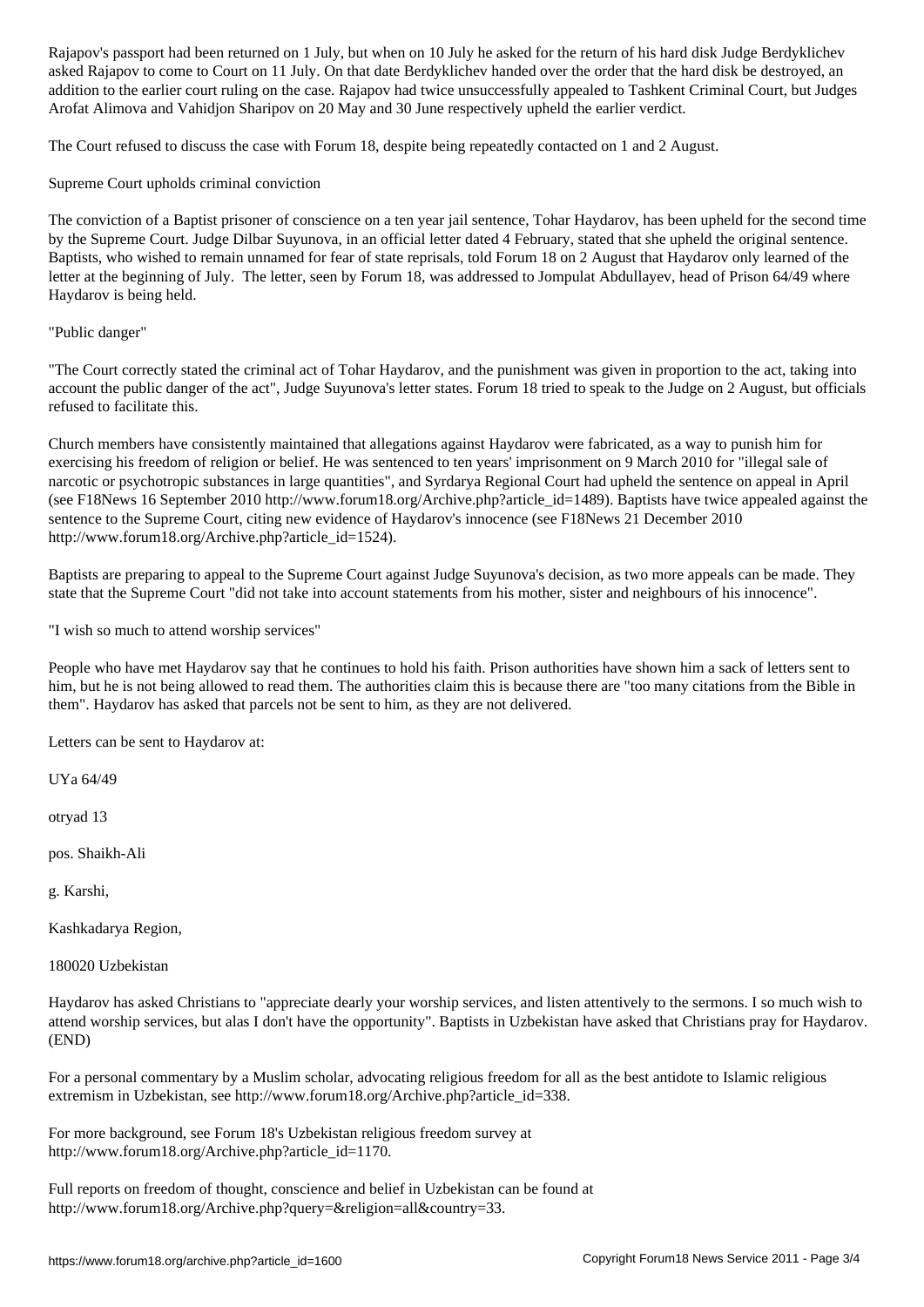Rajapov's passport had been returned on 1 July, but when on 10 July he asked for the return of his hard disk Judge Berdyklichev asked Rajapov to come to Court on 11 July. On that date Berdyklichev handed over the order that the hard disk be destroyed, an addition to the earlier court ruling on the case. Rajapov had twice unsuccessfully appealed to Tashkent Criminal Court, but Judges Arofat Alimova and Vahidjon Sharipov on 20 May and 30 June respectively upheld the earlier verdict.

The Court refused to discuss the case with Forum 18, despite being repeatedly contacted on 1 and 2 August.

Supreme Court upholds criminal conviction

The conviction of a Baptist prisoner of conscience on a ten year jail sentence, Tohar Haydarov, has been upheld for the second time by the Supreme Court. Judge Dilbar Suyunova, in an official letter dated 4 February, stated that she upheld the original sentence. Baptists, who wished to remain unnamed for fear of state reprisals, told Forum 18 on 2 August that Haydarov only learned of the letter at the beginning of July. The letter, seen by Forum 18, was addressed to Jompulat Abdullayev, head of Prison 64/49 where Haydarov is being held.

"Public danger"

"The Court correctly stated the criminal act of Tohar Haydarov, and the punishment was given in proportion to the act, taking into account the public danger of the act", Judge Suyunova's letter states. Forum 18 tried to speak to the Judge on 2 August, but officials refused to facilitate this.

Church members have consistently maintained that allegations against Haydarov were fabricated, as a way to punish him for exercising his freedom of religion or belief. He was sentenced to ten years' imprisonment on 9 March 2010 for "illegal sale of narcotic or psychotropic substances in large quantities", and Syrdarya Regional Court had upheld the sentence on appeal in April (see F18News 16 September 2010 http://www.forum18.org/Archive.php?article_id=1489). Baptists have twice appealed against the sentence to the Supreme Court, citing new evidence of Haydarov's innocence (see F18News 21 December 2010 http://www.forum18.org/Archive.php?article_id=1524).

Baptists are preparing to appeal to the Supreme Court against Judge Suyunova's decision, as two more appeals can be made. They state that the Supreme Court "did not take into account statements from his mother, sister and neighbours of his innocence".

"I wish so much to attend worship services"

People who have met Haydarov say that he continues to hold his faith. Prison authorities have shown him a sack of letters sent to him, but he is not being allowed to read them. The authorities claim this is because there are "too many citations from the Bible in them". Haydarov has asked that parcels not be sent to him, as they are not delivered.

Letters can be sent to Haydarov at:

UYa 64/49

otryad 13

pos. Shaikh-Ali

g. Karshi,

Kashkadarya Region,

180020 Uzbekistan

Haydarov has asked Christians to "appreciate dearly your worship services, and listen attentively to the sermons. I so much wish to attend worship services, but alas I don't have the opportunity". Baptists in Uzbekistan have asked that Christians pray for Haydarov. (END)

For a personal commentary by a Muslim scholar, advocating religious freedom for all as the best antidote to Islamic religious extremism in Uzbekistan, see http://www.forum18.org/Archive.php?article_id=338.

For more background, see Forum 18's Uzbekistan religious freedom survey at http://www.forum18.org/Archive.php?article_id=1170.

Full reports on freedom of thought, conscience and belief in Uzbekistan can be found at http://www.forum18.org/Archive.php?query=&religion=all&country=33.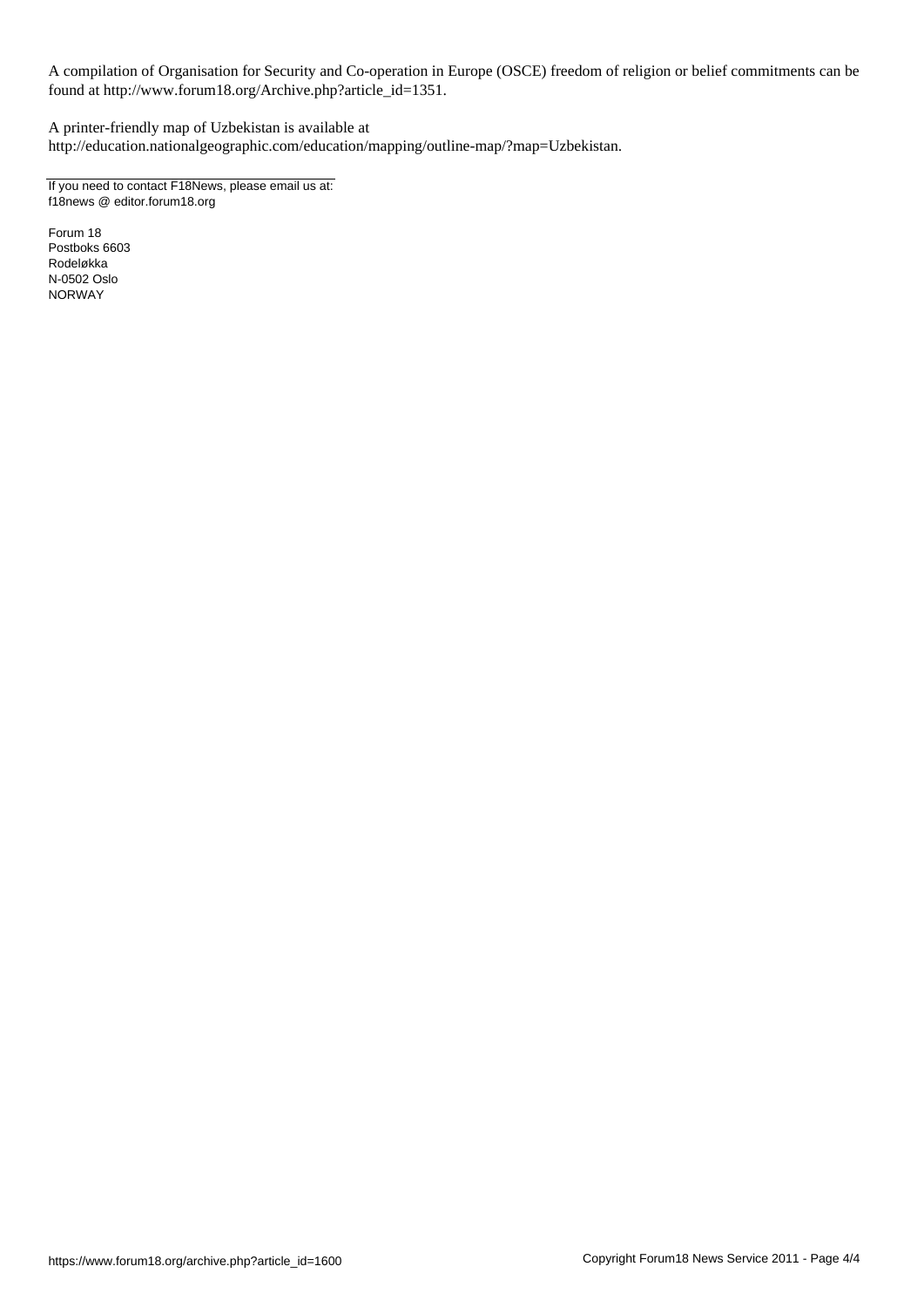A compilation of Organisation for Security and Co-operation in Europe (OSCE) freedom of religion or belief commitments can be found at http://www.forum18.org/Archive.php?article_id=1351.

A printer-friendly map of Uzbekistan is available at http://education.nationalgeographic.com/education/mapping/outline-map/?map=Uzbekistan.

---

If you need to contact F18News, please email us at:
f18news @ editor.forum18.org

Forum 18
Postboks 6603
Rodeløkka
N-0502 Oslo
NORWAY